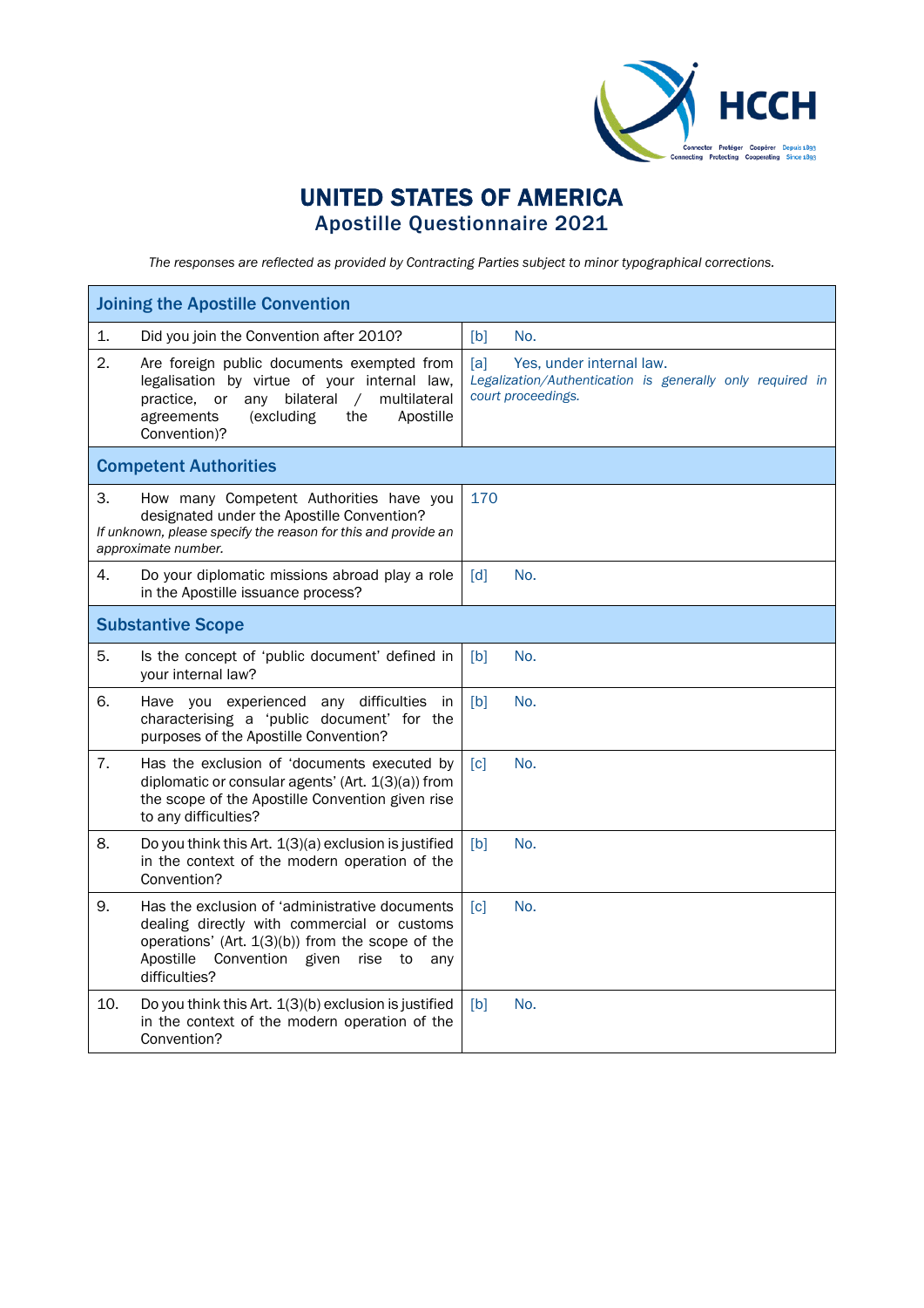# UNITED STATES OF AMERICA
## Apostille Questionnaire 2021

*The responses are reflected as provided by Contracting Parties subject to minor typographical corrections.*

| Joining the Apostille Convention | |
|---|---|
| 1. Did you join the Convention after 2010? | [b] No. |
| 2. Are foreign public documents exempted from legalisation by virtue of your internal law, practice, or any bilateral / multilateral agreements (excluding the Apostille Convention)? | [a] Yes, under internal law. *Legalization/Authentication is generally only required in court proceedings.* |
| **Competent Authorities** | |
| 3. How many Competent Authorities have you designated under the Apostille Convention? *If unknown, please specify the reason for this and provide an approximate number.* | 170 |
| 4. Do your diplomatic missions abroad play a role in the Apostille issuance process? | [d] No. |
| **Substantive Scope** | |
| 5. Is the concept of 'public document' defined in your internal law? | [b] No. |
| 6. Have you experienced any difficulties in characterising a 'public document' for the purposes of the Apostille Convention? | [b] No. |
| 7. Has the exclusion of 'documents executed by diplomatic or consular agents' (Art. 1(3)(a)) from the scope of the Apostille Convention given rise to any difficulties? | [c] No. |
| 8. Do you think this Art. 1(3)(a) exclusion is justified in the context of the modern operation of the Convention? | [b] No. |
| 9. Has the exclusion of 'administrative documents dealing directly with commercial or customs operations' (Art. 1(3)(b)) from the scope of the Apostille Convention given rise to any difficulties? | [c] No. |
| 10. Do you think this Art. 1(3)(b) exclusion is justified in the context of the modern operation of the Convention? | [b] No. |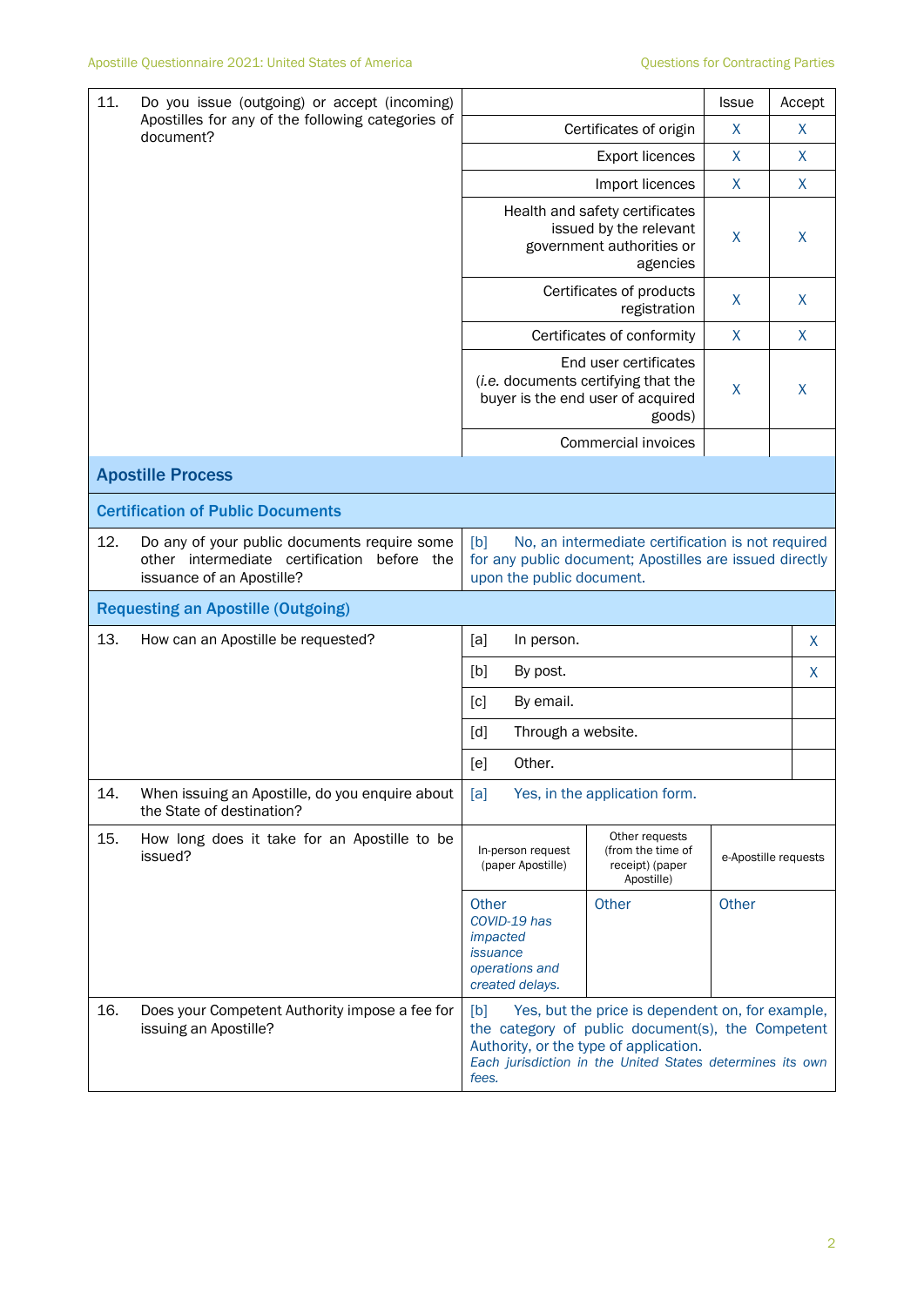| | | Issue | Accept |
|---|---|---|---|
| 11. Do you issue (outgoing) or accept (incoming) Apostilles for any of the following categories of document? | Certificates of origin | X | X |
| | Export licences | X | X |
| | Import licences | X | X |
| | Health and safety certificates issued by the relevant government authorities or agencies | X | X |
| | Certificates of products registration | X | X |
| | Certificates of conformity | X | X |
| | End user certificates (*i.e.* documents certifying that the buyer is the end user of acquired goods) | X | X |
| | Commercial invoices | | |

## Apostille Process

### Certification of Public Documents

| | |
|---|---|
| 12. Do any of your public documents require some other intermediate certification before the issuance of an Apostille? | [b] No, an intermediate certification is not required for any public document; Apostilles are issued directly upon the public document. |

### Requesting an Apostille (Outgoing)

| | | | |
|---|---|---|---|
| 13. How can an Apostille be requested? | [a] | In person. | X |
| | [b] | By post. | X |
| | [c] | By email. | |
| | [d] | Through a website. | |
| | [e] | Other. | |

| | |
|---|---|
| 14. When issuing an Apostille, do you enquire about the State of destination? | [a] Yes, in the application form. |

| | In-person request (paper Apostille) | Other requests (from the time of receipt) (paper Apostille) | e-Apostille requests |
|---|---|---|---|
| 15. How long does it take for an Apostille to be issued? | Other *COVID-19 has impacted issuance operations and created delays.* | Other | Other |

| | |
|---|---|
| 16. Does your Competent Authority impose a fee for issuing an Apostille? | [b] Yes, but the price is dependent on, for example, the category of public document(s), the Competent Authority, or the type of application. *Each jurisdiction in the United States determines its own fees.* |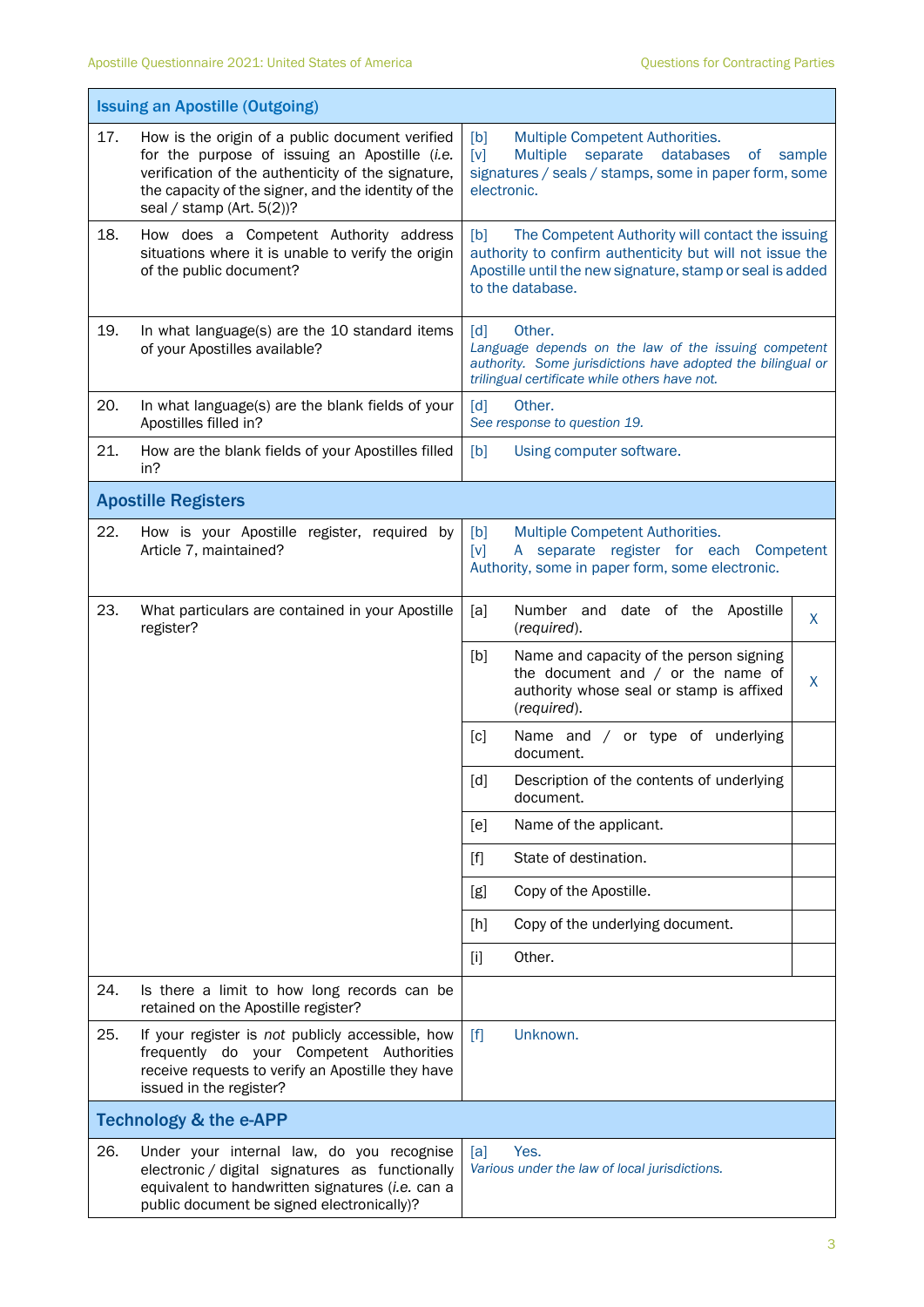| **Issuing an Apostille (Outgoing)** | | |
|---|---|---|
| 17. How is the origin of a public document verified for the purpose of issuing an Apostille (*i.e.* verification of the authenticity of the signature, the capacity of the signer, and the identity of the seal / stamp (Art. 5(2))? | [b] Multiple Competent Authorities.<br>[v] Multiple separate databases of sample signatures / seals / stamps, some in paper form, some electronic. | |
| 18. How does a Competent Authority address situations where it is unable to verify the origin of the public document? | [b] The Competent Authority will contact the issuing authority to confirm authenticity but will not issue the Apostille until the new signature, stamp or seal is added to the database. | |
| 19. In what language(s) are the 10 standard items of your Apostilles available? | [d] Other.<br>*Language depends on the law of the issuing competent authority. Some jurisdictions have adopted the bilingual or trilingual certificate while others have not.* | |
| 20. In what language(s) are the blank fields of your Apostilles filled in? | [d] Other.<br>*See response to question 19.* | |
| 21. How are the blank fields of your Apostilles filled in? | [b] Using computer software. | |
| **Apostille Registers** | | |
| 22. How is your Apostille register, required by Article 7, maintained? | [b] Multiple Competent Authorities.<br>[v] A separate register for each Competent Authority, some in paper form, some electronic. | |
| 23. What particulars are contained in your Apostille register? | [a] Number and date of the Apostille (*required*). | X |
| | [b] Name and capacity of the person signing the document and / or the name of authority whose seal or stamp is affixed (*required*). | X |
| | [c] Name and / or type of underlying document. | |
| | [d] Description of the contents of underlying document. | |
| | [e] Name of the applicant. | |
| | [f] State of destination. | |
| | [g] Copy of the Apostille. | |
| | [h] Copy of the underlying document. | |
| | [i] Other. | |
| 24. Is there a limit to how long records can be retained on the Apostille register? | | |
| 25. If your register is *not* publicly accessible, how frequently do your Competent Authorities receive requests to verify an Apostille they have issued in the register? | [f] Unknown. | |
| **Technology & the e-APP** | | |
| 26. Under your internal law, do you recognise electronic / digital signatures as functionally equivalent to handwritten signatures (*i.e.* can a public document be signed electronically)? | [a] Yes.<br>*Various under the law of local jurisdictions.* | |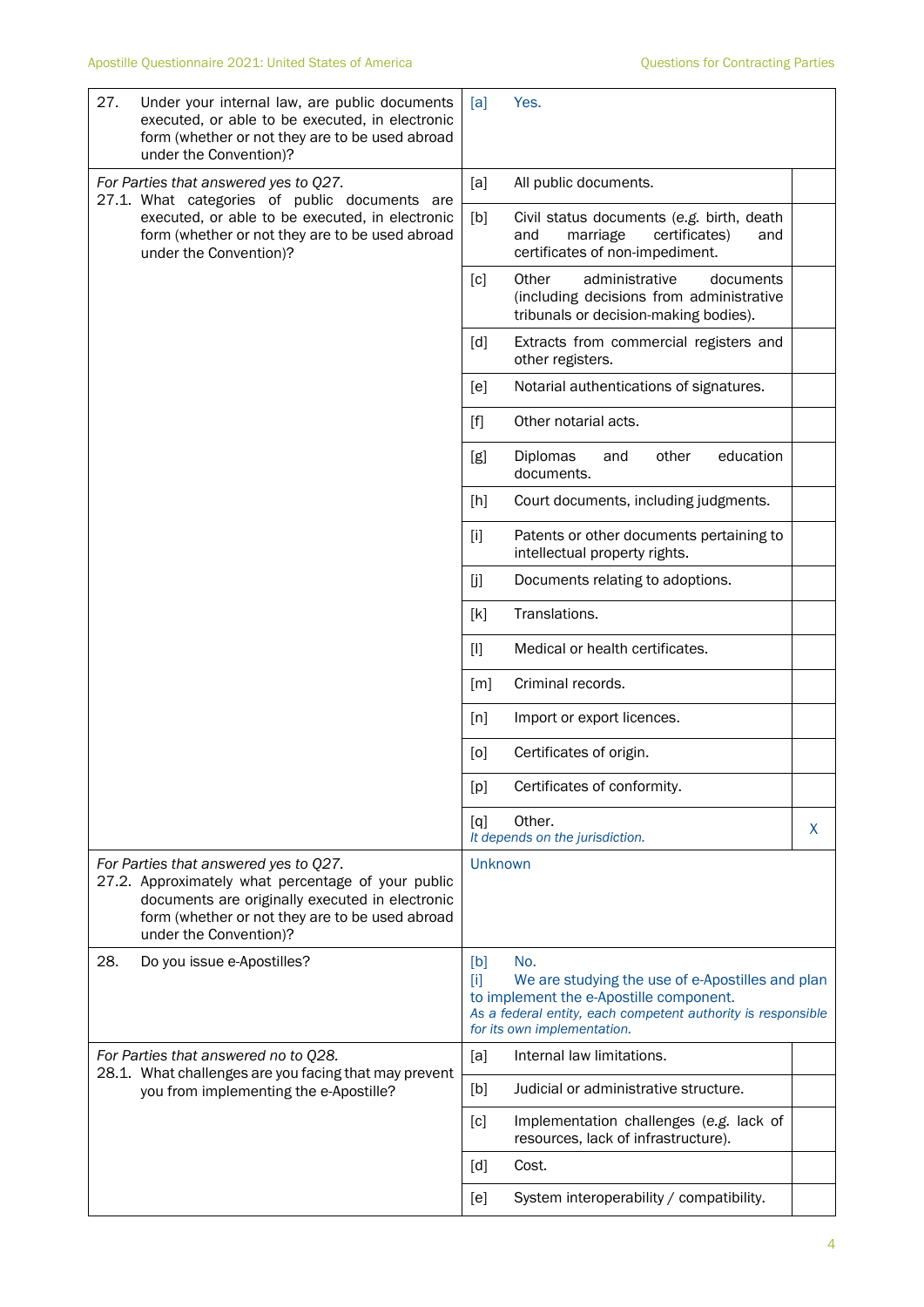| Question | Answer | |
|---|---|---|
| 27. Under your internal law, are public documents executed, or able to be executed, in electronic form (whether or not they are to be used abroad under the Convention)? | [a] Yes. | |
| *For Parties that answered yes to Q27.* 27.1. What categories of public documents are executed, or able to be executed, in electronic form (whether or not they are to be used abroad under the Convention)? | [a] All public documents. | |
| | [b] Civil status documents (e.g. birth, death and marriage certificates) and certificates of non-impediment. | |
| | [c] Other administrative documents (including decisions from administrative tribunals or decision-making bodies). | |
| | [d] Extracts from commercial registers and other registers. | |
| | [e] Notarial authentications of signatures. | |
| | [f] Other notarial acts. | |
| | [g] Diplomas and other education documents. | |
| | [h] Court documents, including judgments. | |
| | [i] Patents or other documents pertaining to intellectual property rights. | |
| | [j] Documents relating to adoptions. | |
| | [k] Translations. | |
| | [l] Medical or health certificates. | |
| | [m] Criminal records. | |
| | [n] Import or export licences. | |
| | [o] Certificates of origin. | |
| | [p] Certificates of conformity. | |
| | [q] Other. *It depends on the jurisdiction.* | X |
| *For Parties that answered yes to Q27.* 27.2. Approximately what percentage of your public documents are originally executed in electronic form (whether or not they are to be used abroad under the Convention)? | Unknown | |
| 28. Do you issue e-Apostilles? | [b] No. [i] We are studying the use of e-Apostilles and plan to implement the e-Apostille component. *As a federal entity, each competent authority is responsible for its own implementation.* | |
| *For Parties that answered no to Q28.* 28.1. What challenges are you facing that may prevent you from implementing the e-Apostille? | [a] Internal law limitations. | |
| | [b] Judicial or administrative structure. | |
| | [c] Implementation challenges (e.g. lack of resources, lack of infrastructure). | |
| | [d] Cost. | |
| | [e] System interoperability / compatibility. | |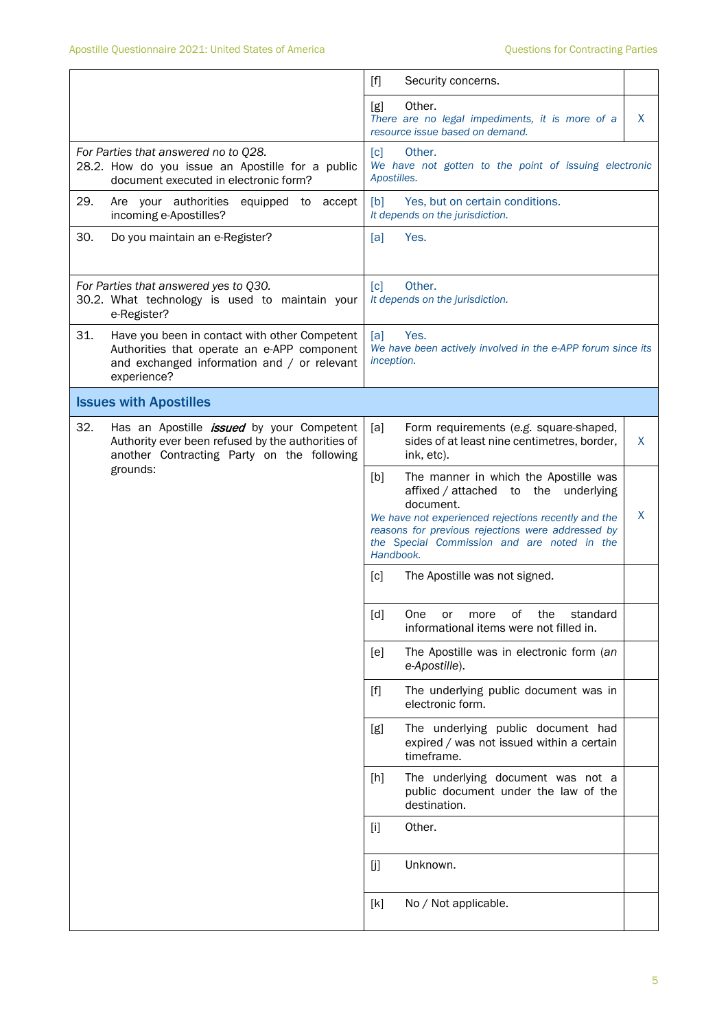| | | |
|---|---|---|
| | [f] Security concerns. | |
| | [g] Other. *There are no legal impediments, it is more of a resource issue based on demand.* | X |
| *For Parties that answered no to Q28.* 28.2. How do you issue an Apostille for a public document executed in electronic form? | [c] Other. *We have not gotten to the point of issuing electronic Apostilles.* | |
| 29. Are your authorities equipped to accept incoming e-Apostilles? | [b] Yes, but on certain conditions. *It depends on the jurisdiction.* | |
| 30. Do you maintain an e-Register? | [a] Yes. | |
| *For Parties that answered yes to Q30.* 30.2. What technology is used to maintain your e-Register? | [c] Other. *It depends on the jurisdiction.* | |
| 31. Have you been in contact with other Competent Authorities that operate an e-APP component and exchanged information and / or relevant experience? | [a] Yes. *We have been actively involved in the e-APP forum since its inception.* | |
| **Issues with Apostilles** | | |
| 32. Has an Apostille ***issued*** by your Competent Authority ever been refused by the authorities of another Contracting Party on the following grounds: | [a] Form requirements (*e.g.* square-shaped, sides of at least nine centimetres, border, ink, etc). | X |
| | [b] The manner in which the Apostille was affixed / attached to the underlying document. *We have not experienced rejections recently and the reasons for previous rejections were addressed by the Special Commission and are noted in the Handbook.* | X |
| | [c] The Apostille was not signed. | |
| | [d] One or more of the standard informational items were not filled in. | |
| | [e] The Apostille was in electronic form (*an e-Apostille*). | |
| | [f] The underlying public document was in electronic form. | |
| | [g] The underlying public document had expired / was not issued within a certain timeframe. | |
| | [h] The underlying document was not a public document under the law of the destination. | |
| | [i] Other. | |
| | [j] Unknown. | |
| | [k] No / Not applicable. | |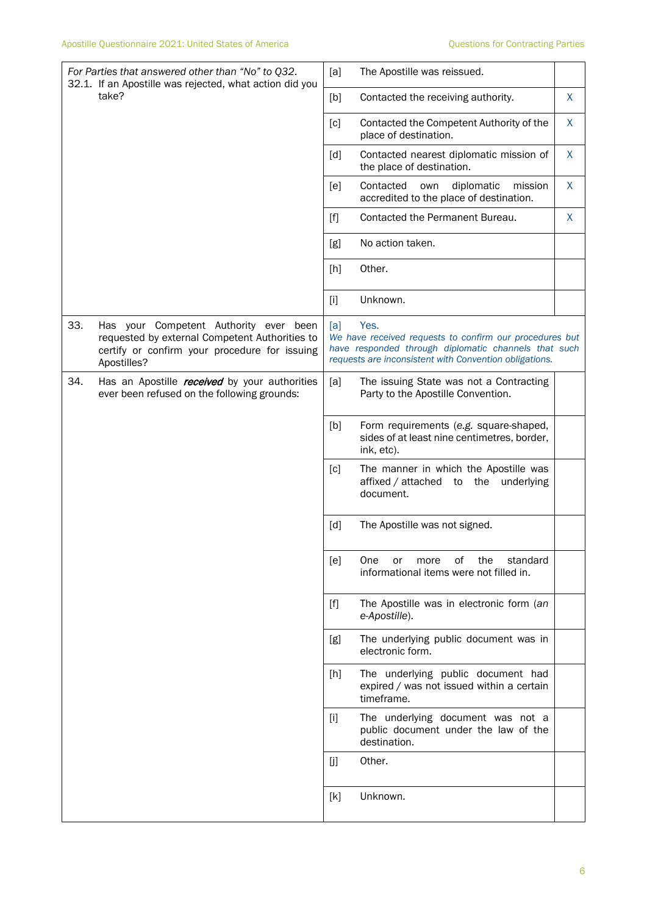| Question | Option | Answer | Mark |
| --- | --- | --- | --- |
| *For Parties that answered other than "No" to Q32.* 32.1. If an Apostille was rejected, what action did you take? | [a] | The Apostille was reissued. | |
| | [b] | Contacted the receiving authority. | X |
| | [c] | Contacted the Competent Authority of the place of destination. | X |
| | [d] | Contacted nearest diplomatic mission of the place of destination. | X |
| | [e] | Contacted own diplomatic mission accredited to the place of destination. | X |
| | [f] | Contacted the Permanent Bureau. | X |
| | [g] | No action taken. | |
| | [h] | Other. | |
| | [i] | Unknown. | |
| 33. Has your Competent Authority ever been requested by external Competent Authorities to certify or confirm your procedure for issuing Apostilles? | [a] | Yes. *We have received requests to confirm our procedures but have responded through diplomatic channels that such requests are inconsistent with Convention obligations.* | |
| 34. Has an Apostille ***received*** by your authorities ever been refused on the following grounds: | [a] | The issuing State was not a Contracting Party to the Apostille Convention. | |
| | [b] | Form requirements (*e.g.* square-shaped, sides of at least nine centimetres, border, ink, etc). | |
| | [c] | The manner in which the Apostille was affixed / attached to the underlying document. | |
| | [d] | The Apostille was not signed. | |
| | [e] | One or more of the standard informational items were not filled in. | |
| | [f] | The Apostille was in electronic form (*an e-Apostille*). | |
| | [g] | The underlying public document was in electronic form. | |
| | [h] | The underlying public document had expired / was not issued within a certain timeframe. | |
| | [i] | The underlying document was not a public document under the law of the destination. | |
| | [j] | Other. | |
| | [k] | Unknown. | |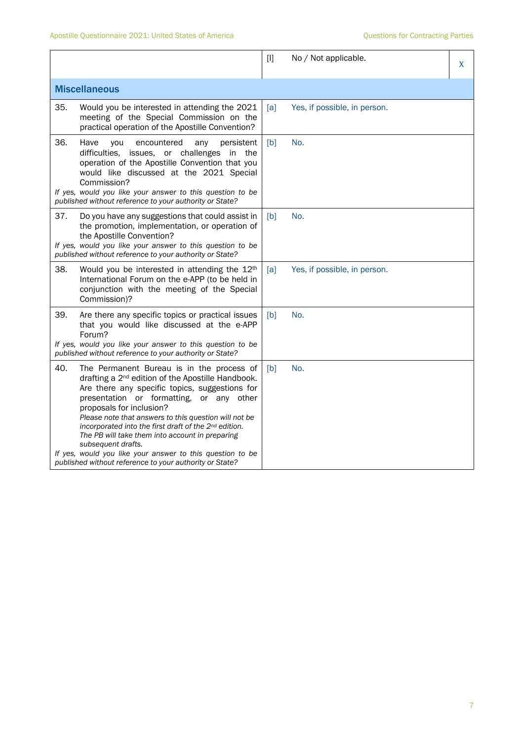| | | | |
|---|---|---|---|
| | [l] | No / Not applicable. | X |

## Miscellaneous

| | | |
|---|---|---|
| 35. Would you be interested in attending the 2021 meeting of the Special Commission on the practical operation of the Apostille Convention? | [a] | Yes, if possible, in person. |
| 36. Have you encountered any persistent difficulties, issues, or challenges in the operation of the Apostille Convention that you would like discussed at the 2021 Special Commission?<br>*If yes, would you like your answer to this question to be published without reference to your authority or State?* | [b] | No. |
| 37. Do you have any suggestions that could assist in the promotion, implementation, or operation of the Apostille Convention?<br>*If yes, would you like your answer to this question to be published without reference to your authority or State?* | [b] | No. |
| 38. Would you be interested in attending the 12th International Forum on the e-APP (to be held in conjunction with the meeting of the Special Commission)? | [a] | Yes, if possible, in person. |
| 39. Are there any specific topics or practical issues that you would like discussed at the e-APP Forum?<br>*If yes, would you like your answer to this question to be published without reference to your authority or State?* | [b] | No. |
| 40. The Permanent Bureau is in the process of drafting a 2nd edition of the Apostille Handbook. Are there any specific topics, suggestions for presentation or formatting, or any other proposals for inclusion?<br>*Please note that answers to this question will not be incorporated into the first draft of the 2nd edition. The PB will take them into account in preparing subsequent drafts.*<br>*If yes, would you like your answer to this question to be published without reference to your authority or State?* | [b] | No. |